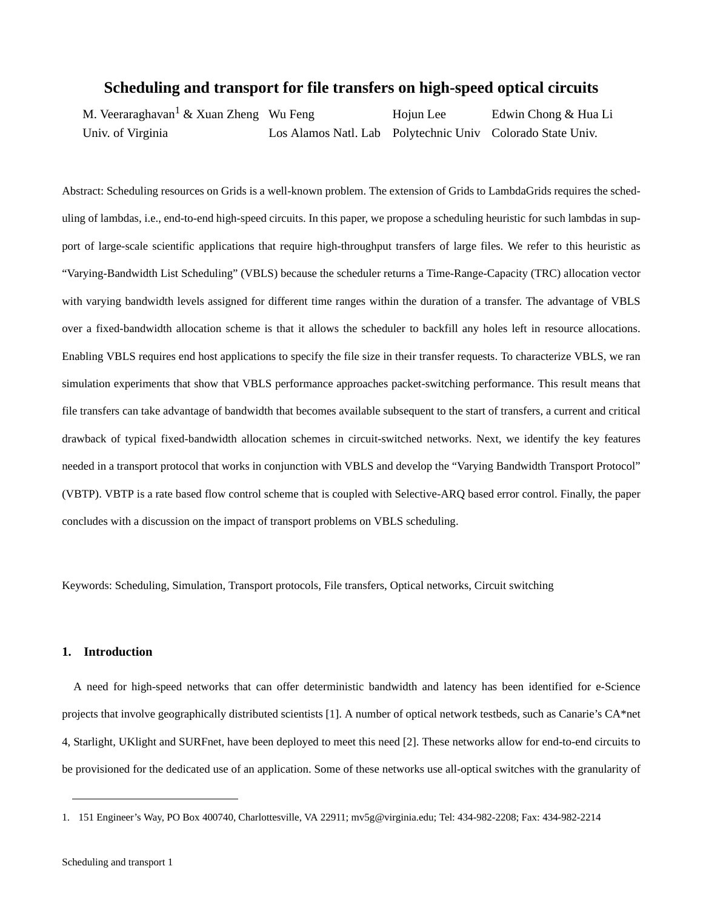# Scheduling and transport for file transfers on high-speed optical circuits

M. Veeraraghavan[1] & Xuan Zheng, Univ. of Virginia
Wu Feng, Los Alamos Natl. Lab
Hojun Lee, Polytechnic Univ
Edwin Chong & Hua Li, Colorado State Univ.

Abstract: Scheduling resources on Grids is a well-known problem. The extension of Grids to LambdaGrids requires the scheduling of lambdas, i.e., end-to-end high-speed circuits. In this paper, we propose a scheduling heuristic for such lambdas in support of large-scale scientific applications that require high-throughput transfers of large files. We refer to this heuristic as "Varying-Bandwidth List Scheduling" (VBLS) because the scheduler returns a Time-Range-Capacity (TRC) allocation vector with varying bandwidth levels assigned for different time ranges within the duration of a transfer. The advantage of VBLS over a fixed-bandwidth allocation scheme is that it allows the scheduler to backfill any holes left in resource allocations. Enabling VBLS requires end host applications to specify the file size in their transfer requests. To characterize VBLS, we ran simulation experiments that show that VBLS performance approaches packet-switching performance. This result means that file transfers can take advantage of bandwidth that becomes available subsequent to the start of transfers, a current and critical drawback of typical fixed-bandwidth allocation schemes in circuit-switched networks. Next, we identify the key features needed in a transport protocol that works in conjunction with VBLS and develop the "Varying Bandwidth Transport Protocol" (VBTP). VBTP is a rate based flow control scheme that is coupled with Selective-ARQ based error control. Finally, the paper concludes with a discussion on the impact of transport problems on VBLS scheduling.

Keywords: Scheduling, Simulation, Transport protocols, File transfers, Optical networks, Circuit switching

## 1. Introduction

A need for high-speed networks that can offer deterministic bandwidth and latency has been identified for e-Science projects that involve geographically distributed scientists [1]. A number of optical network testbeds, such as Canarie's CA*net 4, Starlight, UKlight and SURFnet, have been deployed to meet this need [2]. These networks allow for end-to-end circuits to be provisioned for the dedicated use of an application. Some of these networks use all-optical switches with the granularity of

1. 151 Engineer's Way, PO Box 400740, Charlottesville, VA 22911; mv5g@virginia.edu; Tel: 434-982-2208; Fax: 434-982-2214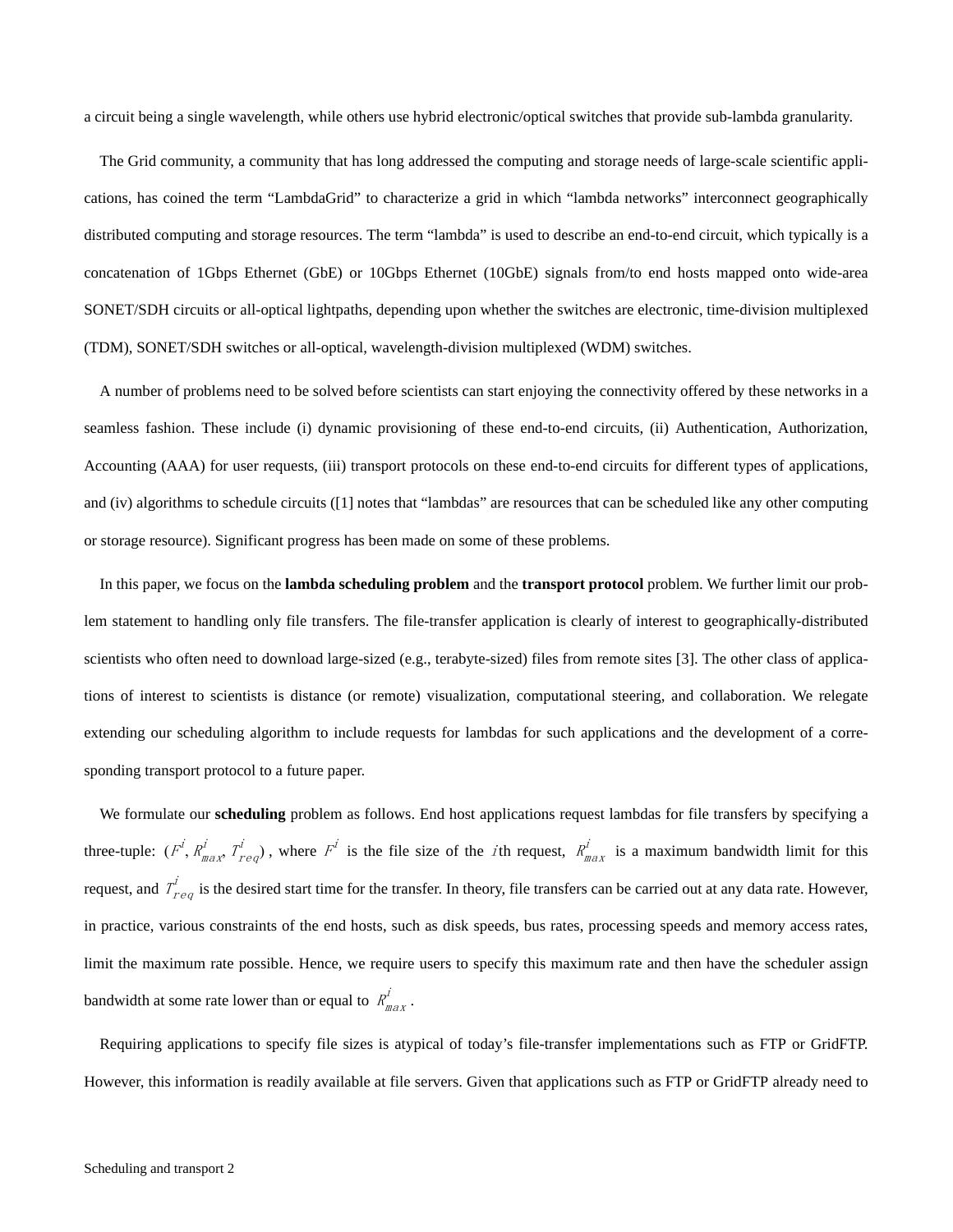a circuit being a single wavelength, while others use hybrid electronic/optical switches that provide sub-lambda granularity.

The Grid community, a community that has long addressed the computing and storage needs of large-scale scientific applications, has coined the term “LambdaGrid” to characterize a grid in which “lambda networks” interconnect geographically distributed computing and storage resources. The term “lambda” is used to describe an end-to-end circuit, which typically is a concatenation of 1Gbps Ethernet (GbE) or 10Gbps Ethernet (10GbE) signals from/to end hosts mapped onto wide-area SONET/SDH circuits or all-optical lightpaths, depending upon whether the switches are electronic, time-division multiplexed (TDM), SONET/SDH switches or all-optical, wavelength-division multiplexed (WDM) switches.

A number of problems need to be solved before scientists can start enjoying the connectivity offered by these networks in a seamless fashion. These include (i) dynamic provisioning of these end-to-end circuits, (ii) Authentication, Authorization, Accounting (AAA) for user requests, (iii) transport protocols on these end-to-end circuits for different types of applications, and (iv) algorithms to schedule circuits ([1] notes that “lambdas” are resources that can be scheduled like any other computing or storage resource). Significant progress has been made on some of these problems.

In this paper, we focus on the **lambda scheduling problem** and the **transport protocol** problem. We further limit our problem statement to handling only file transfers. The file-transfer application is clearly of interest to geographically-distributed scientists who often need to download large-sized (e.g., terabyte-sized) files from remote sites [3]. The other class of applications of interest to scientists is distance (or remote) visualization, computational steering, and collaboration. We relegate extending our scheduling algorithm to include requests for lambdas for such applications and the development of a corresponding transport protocol to a future paper.

We formulate our **scheduling** problem as follows. End host applications request lambdas for file transfers by specifying a three-tuple: $(F^i, R^i_{max}, T^i_{req})$, where $F^i$ is the file size of the $i$th request, $R^i_{max}$ is a maximum bandwidth limit for this request, and $T^i_{req}$ is the desired start time for the transfer. In theory, file transfers can be carried out at any data rate. However, in practice, various constraints of the end hosts, such as disk speeds, bus rates, processing speeds and memory access rates, limit the maximum rate possible. Hence, we require users to specify this maximum rate and then have the scheduler assign bandwidth at some rate lower than or equal to $R^i_{max}$.

Requiring applications to specify file sizes is atypical of today’s file-transfer implementations such as FTP or GridFTP. However, this information is readily available at file servers. Given that applications such as FTP or GridFTP already need to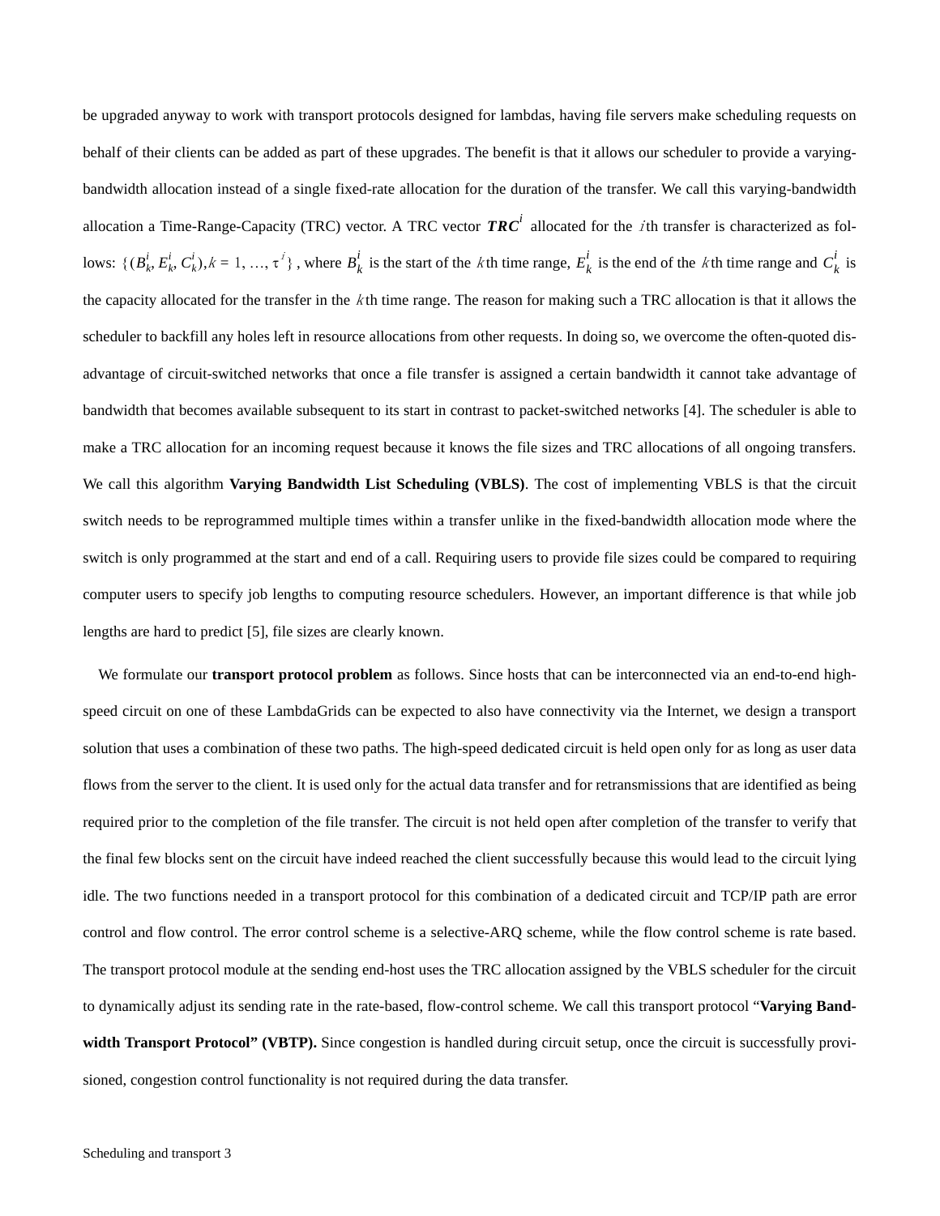be upgraded anyway to work with transport protocols designed for lambdas, having file servers make scheduling requests on behalf of their clients can be added as part of these upgrades. The benefit is that it allows our scheduler to provide a varying-bandwidth allocation instead of a single fixed-rate allocation for the duration of the transfer. We call this varying-bandwidth allocation a Time-Range-Capacity (TRC) vector. A TRC vector $\boldsymbol{TRC}^i$ allocated for the $i$th transfer is characterized as follows: $\{(B_k^i, E_k^i, C_k^i), k = 1, \ldots, \tau^i\}$, where $B_k^i$ is the start of the $k$th time range, $E_k^i$ is the end of the $k$th time range and $C_k^i$ is the capacity allocated for the transfer in the $k$th time range. The reason for making such a TRC allocation is that it allows the scheduler to backfill any holes left in resource allocations from other requests. In doing so, we overcome the often-quoted disadvantage of circuit-switched networks that once a file transfer is assigned a certain bandwidth it cannot take advantage of bandwidth that becomes available subsequent to its start in contrast to packet-switched networks [4]. The scheduler is able to make a TRC allocation for an incoming request because it knows the file sizes and TRC allocations of all ongoing transfers. We call this algorithm **Varying Bandwidth List Scheduling (VBLS)**. The cost of implementing VBLS is that the circuit switch needs to be reprogrammed multiple times within a transfer unlike in the fixed-bandwidth allocation mode where the switch is only programmed at the start and end of a call. Requiring users to provide file sizes could be compared to requiring computer users to specify job lengths to computing resource schedulers. However, an important difference is that while job lengths are hard to predict [5], file sizes are clearly known.

We formulate our **transport protocol problem** as follows. Since hosts that can be interconnected via an end-to-end high-speed circuit on one of these LambdaGrids can be expected to also have connectivity via the Internet, we design a transport solution that uses a combination of these two paths. The high-speed dedicated circuit is held open only for as long as user data flows from the server to the client. It is used only for the actual data transfer and for retransmissions that are identified as being required prior to the completion of the file transfer. The circuit is not held open after completion of the transfer to verify that the final few blocks sent on the circuit have indeed reached the client successfully because this would lead to the circuit lying idle. The two functions needed in a transport protocol for this combination of a dedicated circuit and TCP/IP path are error control and flow control. The error control scheme is a selective-ARQ scheme, while the flow control scheme is rate based. The transport protocol module at the sending end-host uses the TRC allocation assigned by the VBLS scheduler for the circuit to dynamically adjust its sending rate in the rate-based, flow-control scheme. We call this transport protocol "**Varying Bandwidth Transport Protocol" (VBTP).** Since congestion is handled during circuit setup, once the circuit is successfully provisioned, congestion control functionality is not required during the data transfer.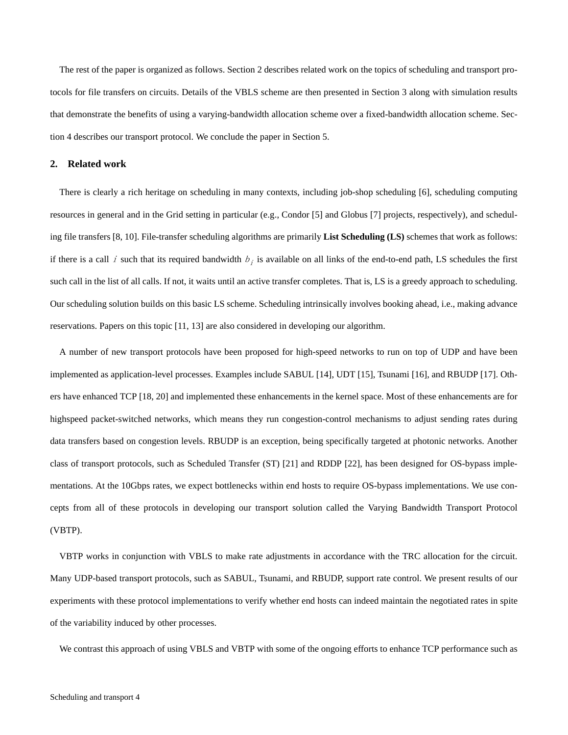The rest of the paper is organized as follows. Section 2 describes related work on the topics of scheduling and transport protocols for file transfers on circuits. Details of the VBLS scheme are then presented in Section 3 along with simulation results that demonstrate the benefits of using a varying-bandwidth allocation scheme over a fixed-bandwidth allocation scheme. Section 4 describes our transport protocol. We conclude the paper in Section 5.

## 2. Related work

There is clearly a rich heritage on scheduling in many contexts, including job-shop scheduling [6], scheduling computing resources in general and in the Grid setting in particular (e.g., Condor [5] and Globus [7] projects, respectively), and scheduling file transfers [8, 10]. File-transfer scheduling algorithms are primarily **List Scheduling (LS)** schemes that work as follows: if there is a call $i$ such that its required bandwidth $b_i$ is available on all links of the end-to-end path, LS schedules the first such call in the list of all calls. If not, it waits until an active transfer completes. That is, LS is a greedy approach to scheduling. Our scheduling solution builds on this basic LS scheme. Scheduling intrinsically involves booking ahead, i.e., making advance reservations. Papers on this topic [11, 13] are also considered in developing our algorithm.

A number of new transport protocols have been proposed for high-speed networks to run on top of UDP and have been implemented as application-level processes. Examples include SABUL [14], UDT [15], Tsunami [16], and RBUDP [17]. Others have enhanced TCP [18, 20] and implemented these enhancements in the kernel space. Most of these enhancements are for highspeed packet-switched networks, which means they run congestion-control mechanisms to adjust sending rates during data transfers based on congestion levels. RBUDP is an exception, being specifically targeted at photonic networks. Another class of transport protocols, such as Scheduled Transfer (ST) [21] and RDDP [22], has been designed for OS-bypass implementations. At the 10Gbps rates, we expect bottlenecks within end hosts to require OS-bypass implementations. We use concepts from all of these protocols in developing our transport solution called the Varying Bandwidth Transport Protocol (VBTP).

VBTP works in conjunction with VBLS to make rate adjustments in accordance with the TRC allocation for the circuit. Many UDP-based transport protocols, such as SABUL, Tsunami, and RBUDP, support rate control. We present results of our experiments with these protocol implementations to verify whether end hosts can indeed maintain the negotiated rates in spite of the variability induced by other processes.

We contrast this approach of using VBLS and VBTP with some of the ongoing efforts to enhance TCP performance such as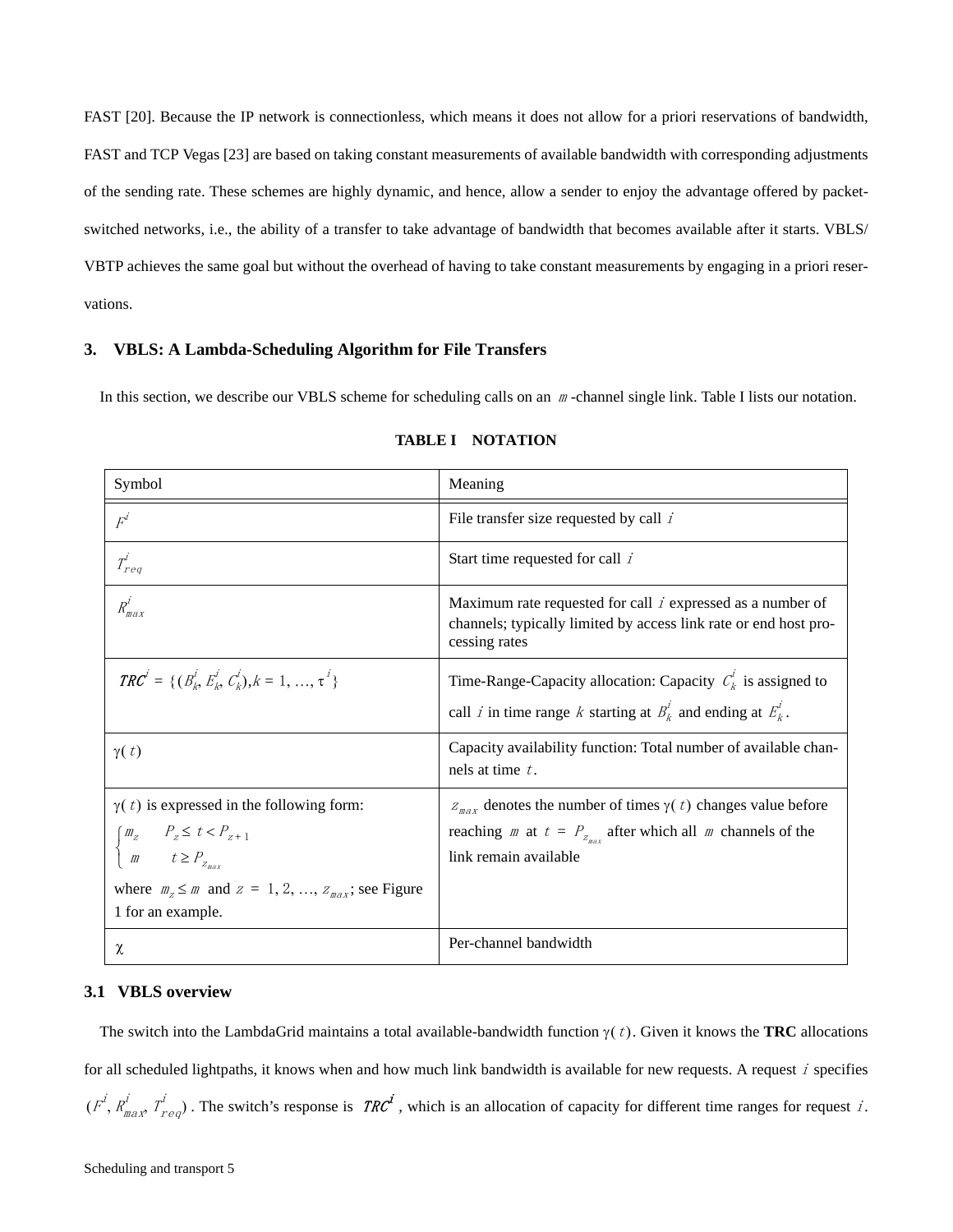FAST [20]. Because the IP network is connectionless, which means it does not allow for a priori reservations of bandwidth, FAST and TCP Vegas [23] are based on taking constant measurements of available bandwidth with corresponding adjustments of the sending rate. These schemes are highly dynamic, and hence, allow a sender to enjoy the advantage offered by packet-switched networks, i.e., the ability of a transfer to take advantage of bandwidth that becomes available after it starts. VBLS/VBTP achieves the same goal but without the overhead of having to take constant measurements by engaging in a priori reservations.

## 3. VBLS: A Lambda-Scheduling Algorithm for File Transfers

In this section, we describe our VBLS scheme for scheduling calls on an $m$-channel single link. Table I lists our notation.

**TABLE I NOTATION**

| Symbol | Meaning |
|---|---|
| $F^i$ | File transfer size requested by call $i$ |
| $T^i_{req}$ | Start time requested for call $i$ |
| $R^i_{max}$ | Maximum rate requested for call $i$ expressed as a number of channels; typically limited by access link rate or end host processing rates |
| $TRC^i = \{(B^i_k, E^i_k, C^i_k), k = 1, \ldots, \tau^i\}$ | Time-Range-Capacity allocation: Capacity $C^i_k$ is assigned to call $i$ in time range $k$ starting at $B^i_k$ and ending at $E^i_k$. |
| $\gamma(t)$ | Capacity availability function: Total number of available channels at time $t$. |
| $\gamma(t)$ is expressed in the following form: $\begin{cases} m_z & P_z \le t < P_{z+1} \\ m & t \ge P_{z_{max}} \end{cases}$ where $m_z \le m$ and $z = 1, 2, \ldots, z_{max}$; see Figure 1 for an example. | $z_{max}$ denotes the number of times $\gamma(t)$ changes value before reaching $m$ at $t = P_{z_{max}}$ after which all $m$ channels of the link remain available |
| $\chi$ | Per-channel bandwidth |

### 3.1 VBLS overview

The switch into the LambdaGrid maintains a total available-bandwidth function $\gamma(t)$. Given it knows the **TRC** allocations for all scheduled lightpaths, it knows when and how much link bandwidth is available for new requests. A request $i$ specifies $(F^i, R^i_{max}, T^i_{req})$. The switch's response is $TRC^i$, which is an allocation of capacity for different time ranges for request $i$.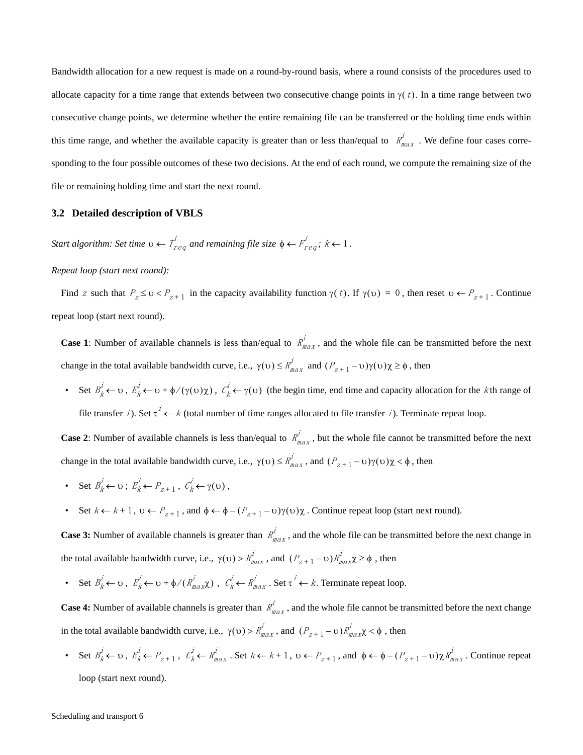Bandwidth allocation for a new request is made on a round-by-round basis, where a round consists of the procedures used to allocate capacity for a time range that extends between two consecutive change points in $\gamma(t)$. In a time range between two consecutive change points, we determine whether the entire remaining file can be transferred or the holding time ends within this time range, and whether the available capacity is greater than or less than/equal to $R^i_{max}$. We define four cases corresponding to the four possible outcomes of these two decisions. At the end of each round, we compute the remaining size of the file or remaining holding time and start the next round.

### 3.2 Detailed description of VBLS

*Start algorithm: Set time* $\upsilon \leftarrow T^i_{req}$ *and remaining file size* $\phi \leftarrow F^i_{req}$; $k \leftarrow 1$.

*Repeat loop (start next round):*

Find $z$ such that $P_z \le \upsilon < P_{z+1}$ in the capacity availability function $\gamma(t)$. If $\gamma(\upsilon) = 0$, then reset $\upsilon \leftarrow P_{z+1}$. Continue repeat loop (start next round).

**Case 1**: Number of available channels is less than/equal to $R^i_{max}$, and the whole file can be transmitted before the next change in the total available bandwidth curve, i.e., $\gamma(\upsilon) \le R^i_{max}$ and $(P_{z+1} - \upsilon)\gamma(\upsilon)\chi \ge \phi$, then

- Set $B^i_k \leftarrow \upsilon$, $E^i_k \leftarrow \upsilon + \phi/(\gamma(\upsilon)\chi)$, $C^i_k \leftarrow \gamma(\upsilon)$ (the begin time, end time and capacity allocation for the $k$th range of file transfer $i$). Set $\tau^i \leftarrow k$ (total number of time ranges allocated to file transfer $i$). Terminate repeat loop.

**Case 2**: Number of available channels is less than/equal to $R^i_{max}$, but the whole file cannot be transmitted before the next change in the total available bandwidth curve, i.e., $\gamma(\upsilon) \le R^i_{max}$, and $(P_{z+1} - \upsilon)\gamma(\upsilon)\chi < \phi$, then

- Set $B^i_k \leftarrow \upsilon$; $E^i_k \leftarrow P_{z+1}$, $C^i_k \leftarrow \gamma(\upsilon)$,
- Set $k \leftarrow k + 1$, $\upsilon \leftarrow P_{z+1}$, and $\phi \leftarrow \phi - (P_{z+1} - \upsilon)\gamma(\upsilon)\chi$. Continue repeat loop (start next round).

**Case 3:** Number of available channels is greater than $R^i_{max}$, and the whole file can be transmitted before the next change in the total available bandwidth curve, i.e., $\gamma(\upsilon) > R^i_{max}$, and $(P_{z+1} - \upsilon)R^i_{max}\chi \ge \phi$, then

- Set $B^i_k \leftarrow \upsilon$, $E^i_k \leftarrow \upsilon + \phi/(R^i_{max}\chi)$, $C^i_k \leftarrow R^i_{max}$. Set $\tau^i \leftarrow k$. Terminate repeat loop.

**Case 4:** Number of available channels is greater than $R^i_{max}$, and the whole file cannot be transmitted before the next change in the total available bandwidth curve, i.e., $\gamma(\upsilon) > R^i_{max}$, and $(P_{z+1} - \upsilon)R^i_{max}\chi < \phi$, then

- Set $B^i_k \leftarrow \upsilon$, $E^i_k \leftarrow P_{z+1}$, $C^i_k \leftarrow R^i_{max}$. Set $k \leftarrow k + 1$, $\upsilon \leftarrow P_{z+1}$, and $\phi \leftarrow \phi - (P_{z+1} - \upsilon)\chi R^i_{max}$. Continue repeat loop (start next round).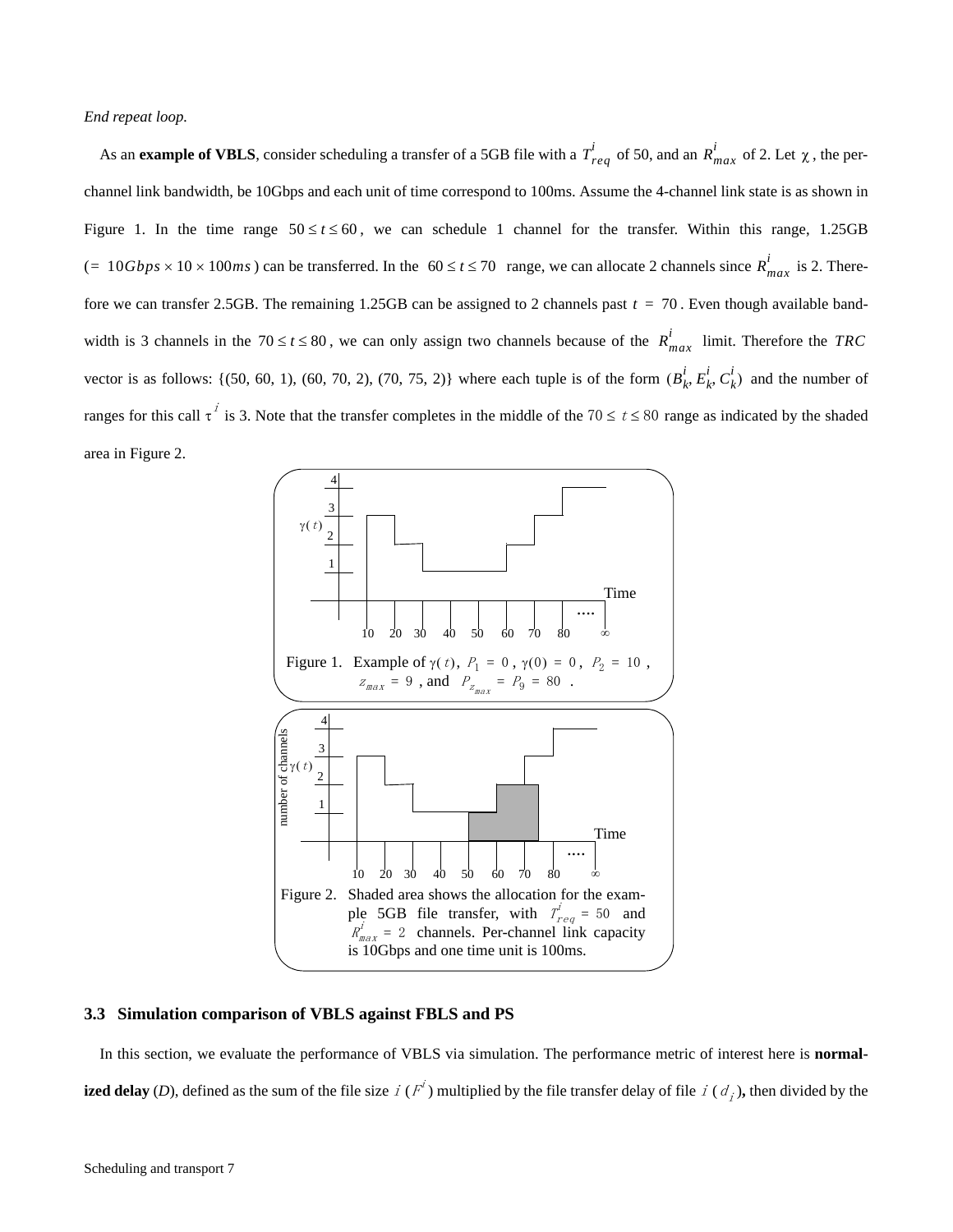*End repeat loop.*

As an **example of VBLS**, consider scheduling a transfer of a 5GB file with a $T^i_{req}$ of 50, and an $R^i_{max}$ of 2. Let $\chi$, the per-channel link bandwidth, be 10Gbps and each unit of time correspond to 100ms. Assume the 4-channel link state is as shown in Figure 1. In the time range $50 \le t \le 60$, we can schedule 1 channel for the transfer. Within this range, 1.25GB ($= 10Gbps \times 10 \times 100ms$) can be transferred. In the $60 \le t \le 70$ range, we can allocate 2 channels since $R^i_{max}$ is 2. Therefore we can transfer 2.5GB. The remaining 1.25GB can be assigned to 2 channels past $t = 70$. Even though available bandwidth is 3 channels in the $70 \le t \le 80$, we can only assign two channels because of the $R^i_{max}$ limit. Therefore the $TRC$ vector is as follows: {(50, 60, 1), (60, 70, 2), (70, 75, 2)} where each tuple is of the form $(B^i_k, E^i_k, C^i_k)$ and the number of ranges for this call $\tau^i$ is 3. Note that the transfer completes in the middle of the $70 \le t \le 80$ range as indicated by the shaded area in Figure 2.

Figure 1. Example of $\gamma(t)$, $P_1 = 0$, $\gamma(0) = 0$, $P_2 = 10$, $z_{max} = 9$, and $P_{z_{max}} = P_9 = 80$.

Figure 2. Shaded area shows the allocation for the example 5GB file transfer, with $T^i_{req} = 50$ and $R^i_{max} = 2$ channels. Per-channel link capacity is 10Gbps and one time unit is 100ms.

### 3.3 Simulation comparison of VBLS against FBLS and PS

In this section, we evaluate the performance of VBLS via simulation. The performance metric of interest here is **normalized delay** (*D*), defined as the sum of the file size $i$ ($F^i$) multiplied by the file transfer delay of file $i$ ($d_i$), then divided by the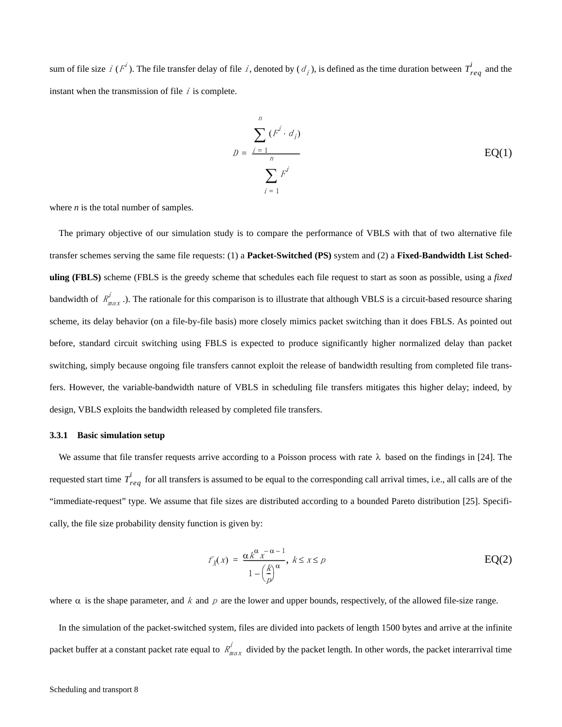sum of file size $i$ ($F^i$). The file transfer delay of file $i$, denoted by ($d_i$), is defined as the time duration between $T^i_{req}$ and the instant when the transmission of file $i$ is complete.

$$D = \frac{\sum_{i=1}^{n} (F^i \cdot d_i)}{\sum_{i=1}^{n} F^i} \qquad \text{EQ(1)}$$

where *n* is the total number of samples.

The primary objective of our simulation study is to compare the performance of VBLS with that of two alternative file transfer schemes serving the same file requests: (1) a **Packet-Switched (PS)** system and (2) a **Fixed-Bandwidth List Scheduling (FBLS)** scheme (FBLS is the greedy scheme that schedules each file request to start as soon as possible, using a *fixed* bandwidth of $R^i_{max}$ .). The rationale for this comparison is to illustrate that although VBLS is a circuit-based resource sharing scheme, its delay behavior (on a file-by-file basis) more closely mimics packet switching than it does FBLS. As pointed out before, standard circuit switching using FBLS is expected to produce significantly higher normalized delay than packet switching, simply because ongoing file transfers cannot exploit the release of bandwidth resulting from completed file transfers. However, the variable-bandwidth nature of VBLS in scheduling file transfers mitigates this higher delay; indeed, by design, VBLS exploits the bandwidth released by completed file transfers.

#### 3.3.1 Basic simulation setup

We assume that file transfer requests arrive according to a Poisson process with rate $\lambda$ based on the findings in [24]. The requested start time $T^i_{req}$ for all transfers is assumed to be equal to the corresponding call arrival times, i.e., all calls are of the "immediate-request" type. We assume that file sizes are distributed according to a bounded Pareto distribution [25]. Specifically, the file size probability density function is given by:

$$f_X(x) = \frac{\alpha k^{\alpha} x^{-\alpha-1}}{1 - \left(\frac{k}{p}\right)^{\alpha}}, \; k \le x \le p \qquad \text{EQ(2)}$$

where $\alpha$ is the shape parameter, and $k$ and $p$ are the lower and upper bounds, respectively, of the allowed file-size range.

In the simulation of the packet-switched system, files are divided into packets of length 1500 bytes and arrive at the infinite packet buffer at a constant packet rate equal to $R^i_{max}$ divided by the packet length. In other words, the packet interarrival time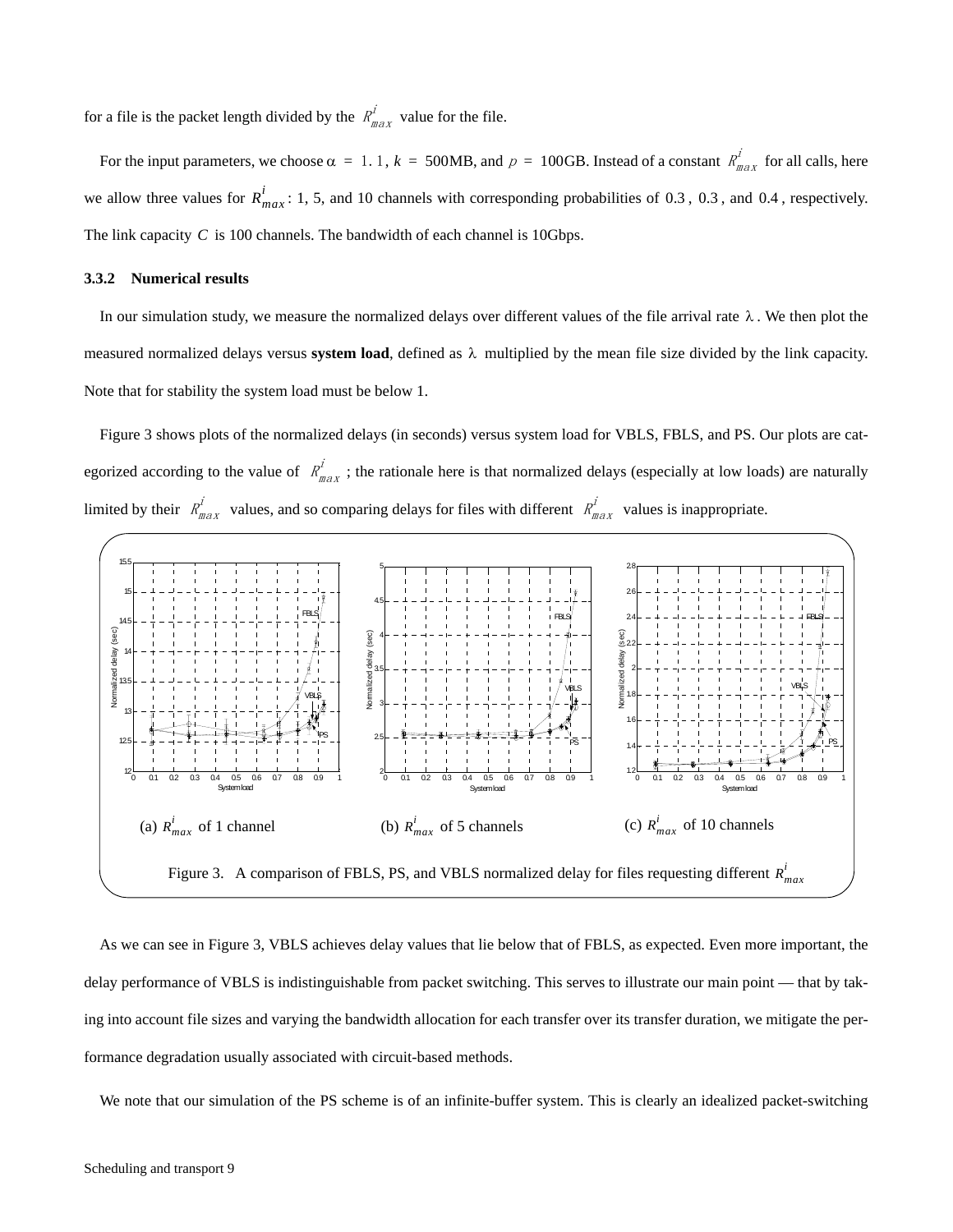for a file is the packet length divided by the $R^i_{max}$ value for the file.

For the input parameters, we choose $\alpha = 1.1$, $k = 500$MB, and $p = 100$GB. Instead of a constant $R^i_{max}$ for all calls, here we allow three values for $R^i_{max}$: 1, 5, and 10 channels with corresponding probabilities of 0.3, 0.3, and 0.4, respectively. The link capacity $C$ is 100 channels. The bandwidth of each channel is 10Gbps.

### 3.3.2 Numerical results

In our simulation study, we measure the normalized delays over different values of the file arrival rate $\lambda$. We then plot the measured normalized delays versus **system load**, defined as $\lambda$ multiplied by the mean file size divided by the link capacity. Note that for stability the system load must be below 1.

Figure 3 shows plots of the normalized delays (in seconds) versus system load for VBLS, FBLS, and PS. Our plots are categorized according to the value of $R^i_{max}$; the rationale here is that normalized delays (especially at low loads) are naturally limited by their $R^i_{max}$ values, and so comparing delays for files with different $R^i_{max}$ values is inappropriate.

(a) $R^i_{max}$ of 1 channel (b) $R^i_{max}$ of 5 channels (c) $R^i_{max}$ of 10 channels

Figure 3. A comparison of FBLS, PS, and VBLS normalized delay for files requesting different $R^i_{max}$

As we can see in Figure 3, VBLS achieves delay values that lie below that of FBLS, as expected. Even more important, the delay performance of VBLS is indistinguishable from packet switching. This serves to illustrate our main point — that by taking into account file sizes and varying the bandwidth allocation for each transfer over its transfer duration, we mitigate the performance degradation usually associated with circuit-based methods.

We note that our simulation of the PS scheme is of an infinite-buffer system. This is clearly an idealized packet-switching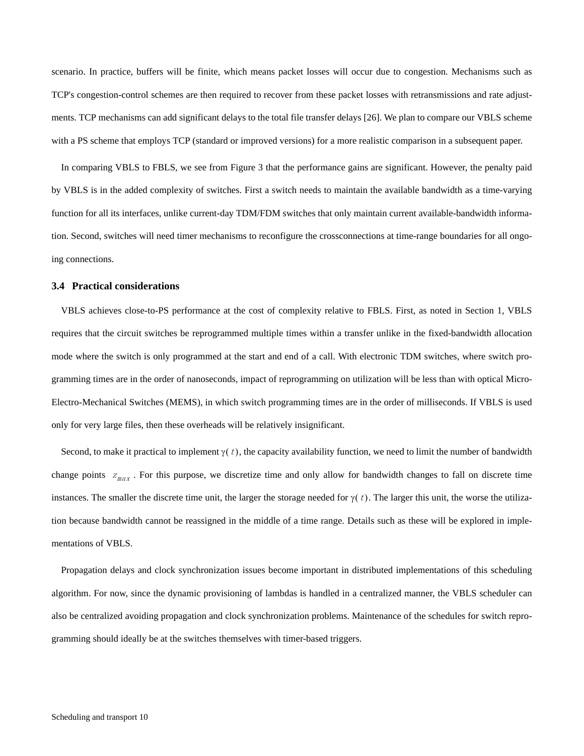scenario. In practice, buffers will be finite, which means packet losses will occur due to congestion. Mechanisms such as TCP's congestion-control schemes are then required to recover from these packet losses with retransmissions and rate adjustments. TCP mechanisms can add significant delays to the total file transfer delays [26]. We plan to compare our VBLS scheme with a PS scheme that employs TCP (standard or improved versions) for a more realistic comparison in a subsequent paper.

In comparing VBLS to FBLS, we see from Figure 3 that the performance gains are significant. However, the penalty paid by VBLS is in the added complexity of switches. First a switch needs to maintain the available bandwidth as a time-varying function for all its interfaces, unlike current-day TDM/FDM switches that only maintain current available-bandwidth information. Second, switches will need timer mechanisms to reconfigure the crossconnections at time-range boundaries for all ongoing connections.

### 3.4 Practical considerations

VBLS achieves close-to-PS performance at the cost of complexity relative to FBLS. First, as noted in Section 1, VBLS requires that the circuit switches be reprogrammed multiple times within a transfer unlike in the fixed-bandwidth allocation mode where the switch is only programmed at the start and end of a call. With electronic TDM switches, where switch programming times are in the order of nanoseconds, impact of reprogramming on utilization will be less than with optical Micro-Electro-Mechanical Switches (MEMS), in which switch programming times are in the order of milliseconds. If VBLS is used only for very large files, then these overheads will be relatively insignificant.

Second, to make it practical to implement $\gamma(t)$, the capacity availability function, we need to limit the number of bandwidth change points $z_{max}$. For this purpose, we discretize time and only allow for bandwidth changes to fall on discrete time instances. The smaller the discrete time unit, the larger the storage needed for $\gamma(t)$. The larger this unit, the worse the utilization because bandwidth cannot be reassigned in the middle of a time range. Details such as these will be explored in implementations of VBLS.

Propagation delays and clock synchronization issues become important in distributed implementations of this scheduling algorithm. For now, since the dynamic provisioning of lambdas is handled in a centralized manner, the VBLS scheduler can also be centralized avoiding propagation and clock synchronization problems. Maintenance of the schedules for switch reprogramming should ideally be at the switches themselves with timer-based triggers.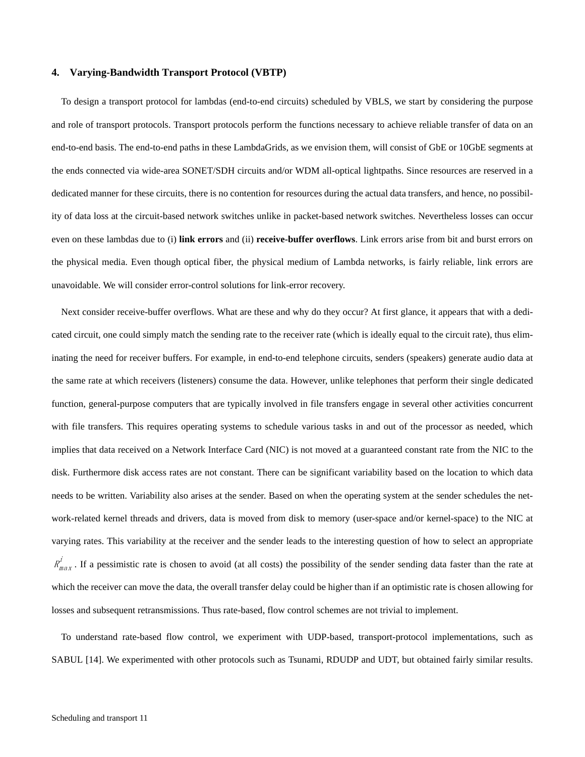## 4. Varying-Bandwidth Transport Protocol (VBTP)

To design a transport protocol for lambdas (end-to-end circuits) scheduled by VBLS, we start by considering the purpose and role of transport protocols. Transport protocols perform the functions necessary to achieve reliable transfer of data on an end-to-end basis. The end-to-end paths in these LambdaGrids, as we envision them, will consist of GbE or 10GbE segments at the ends connected via wide-area SONET/SDH circuits and/or WDM all-optical lightpaths. Since resources are reserved in a dedicated manner for these circuits, there is no contention for resources during the actual data transfers, and hence, no possibility of data loss at the circuit-based network switches unlike in packet-based network switches. Nevertheless losses can occur even on these lambdas due to (i) **link errors** and (ii) **receive-buffer overflows**. Link errors arise from bit and burst errors on the physical media. Even though optical fiber, the physical medium of Lambda networks, is fairly reliable, link errors are unavoidable. We will consider error-control solutions for link-error recovery.

Next consider receive-buffer overflows. What are these and why do they occur? At first glance, it appears that with a dedicated circuit, one could simply match the sending rate to the receiver rate (which is ideally equal to the circuit rate), thus eliminating the need for receiver buffers. For example, in end-to-end telephone circuits, senders (speakers) generate audio data at the same rate at which receivers (listeners) consume the data. However, unlike telephones that perform their single dedicated function, general-purpose computers that are typically involved in file transfers engage in several other activities concurrent with file transfers. This requires operating systems to schedule various tasks in and out of the processor as needed, which implies that data received on a Network Interface Card (NIC) is not moved at a guaranteed constant rate from the NIC to the disk. Furthermore disk access rates are not constant. There can be significant variability based on the location to which data needs to be written. Variability also arises at the sender. Based on when the operating system at the sender schedules the network-related kernel threads and drivers, data is moved from disk to memory (user-space and/or kernel-space) to the NIC at varying rates. This variability at the receiver and the sender leads to the interesting question of how to select an appropriate $R^i_{max}$. If a pessimistic rate is chosen to avoid (at all costs) the possibility of the sender sending data faster than the rate at which the receiver can move the data, the overall transfer delay could be higher than if an optimistic rate is chosen allowing for losses and subsequent retransmissions. Thus rate-based, flow control schemes are not trivial to implement.

To understand rate-based flow control, we experiment with UDP-based, transport-protocol implementations, such as SABUL [14]. We experimented with other protocols such as Tsunami, RDUDP and UDT, but obtained fairly similar results.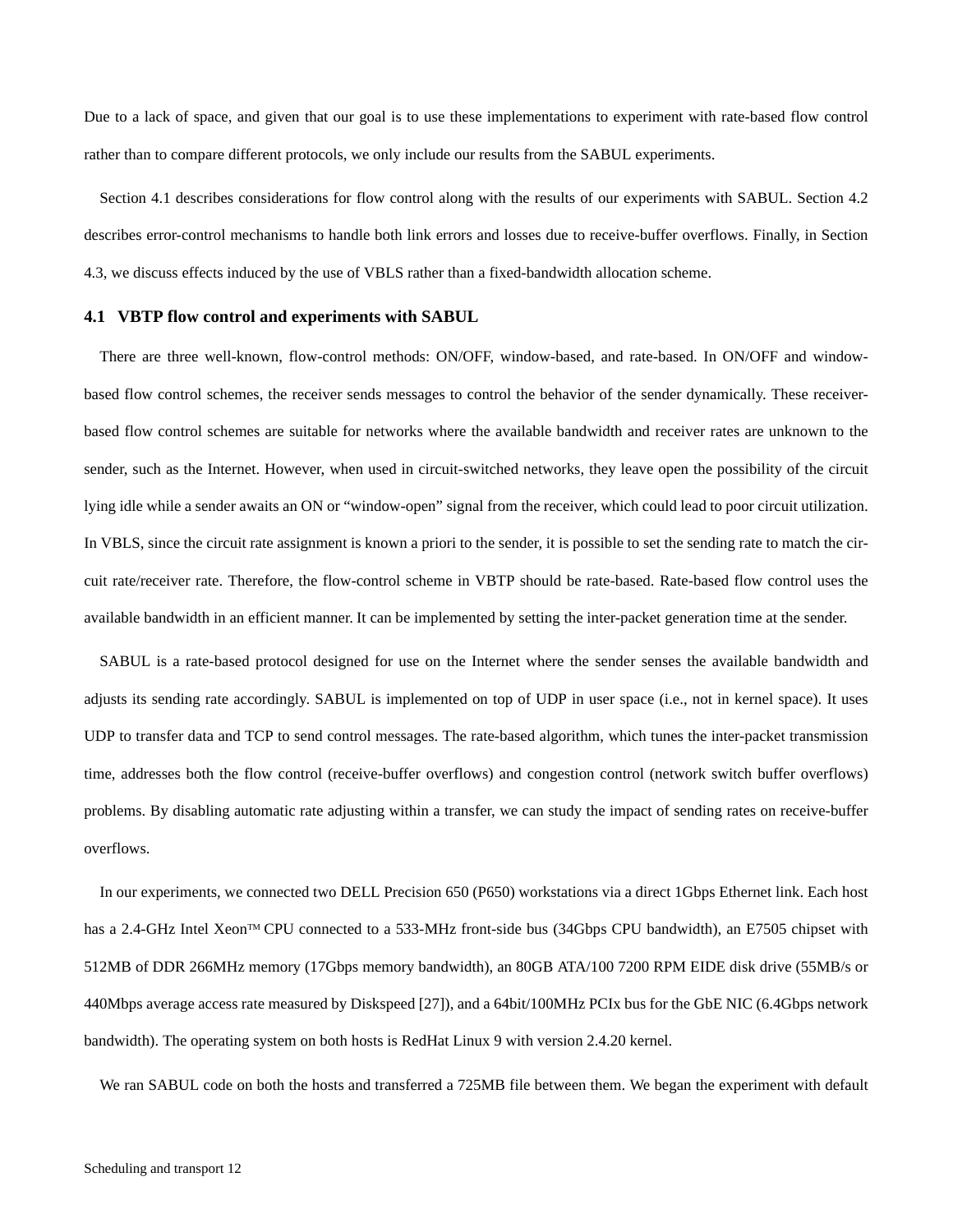Due to a lack of space, and given that our goal is to use these implementations to experiment with rate-based flow control rather than to compare different protocols, we only include our results from the SABUL experiments.

Section 4.1 describes considerations for flow control along with the results of our experiments with SABUL. Section 4.2 describes error-control mechanisms to handle both link errors and losses due to receive-buffer overflows. Finally, in Section 4.3, we discuss effects induced by the use of VBLS rather than a fixed-bandwidth allocation scheme.

### 4.1 VBTP flow control and experiments with SABUL

There are three well-known, flow-control methods: ON/OFF, window-based, and rate-based. In ON/OFF and window-based flow control schemes, the receiver sends messages to control the behavior of the sender dynamically. These receiver-based flow control schemes are suitable for networks where the available bandwidth and receiver rates are unknown to the sender, such as the Internet. However, when used in circuit-switched networks, they leave open the possibility of the circuit lying idle while a sender awaits an ON or "window-open" signal from the receiver, which could lead to poor circuit utilization. In VBLS, since the circuit rate assignment is known a priori to the sender, it is possible to set the sending rate to match the circuit rate/receiver rate. Therefore, the flow-control scheme in VBTP should be rate-based. Rate-based flow control uses the available bandwidth in an efficient manner. It can be implemented by setting the inter-packet generation time at the sender.

SABUL is a rate-based protocol designed for use on the Internet where the sender senses the available bandwidth and adjusts its sending rate accordingly. SABUL is implemented on top of UDP in user space (i.e., not in kernel space). It uses UDP to transfer data and TCP to send control messages. The rate-based algorithm, which tunes the inter-packet transmission time, addresses both the flow control (receive-buffer overflows) and congestion control (network switch buffer overflows) problems. By disabling automatic rate adjusting within a transfer, we can study the impact of sending rates on receive-buffer overflows.

In our experiments, we connected two DELL Precision 650 (P650) workstations via a direct 1Gbps Ethernet link. Each host has a 2.4-GHz Intel Xeon™ CPU connected to a 533-MHz front-side bus (34Gbps CPU bandwidth), an E7505 chipset with 512MB of DDR 266MHz memory (17Gbps memory bandwidth), an 80GB ATA/100 7200 RPM EIDE disk drive (55MB/s or 440Mbps average access rate measured by Diskspeed [27]), and a 64bit/100MHz PCIx bus for the GbE NIC (6.4Gbps network bandwidth). The operating system on both hosts is RedHat Linux 9 with version 2.4.20 kernel.

We ran SABUL code on both the hosts and transferred a 725MB file between them. We began the experiment with default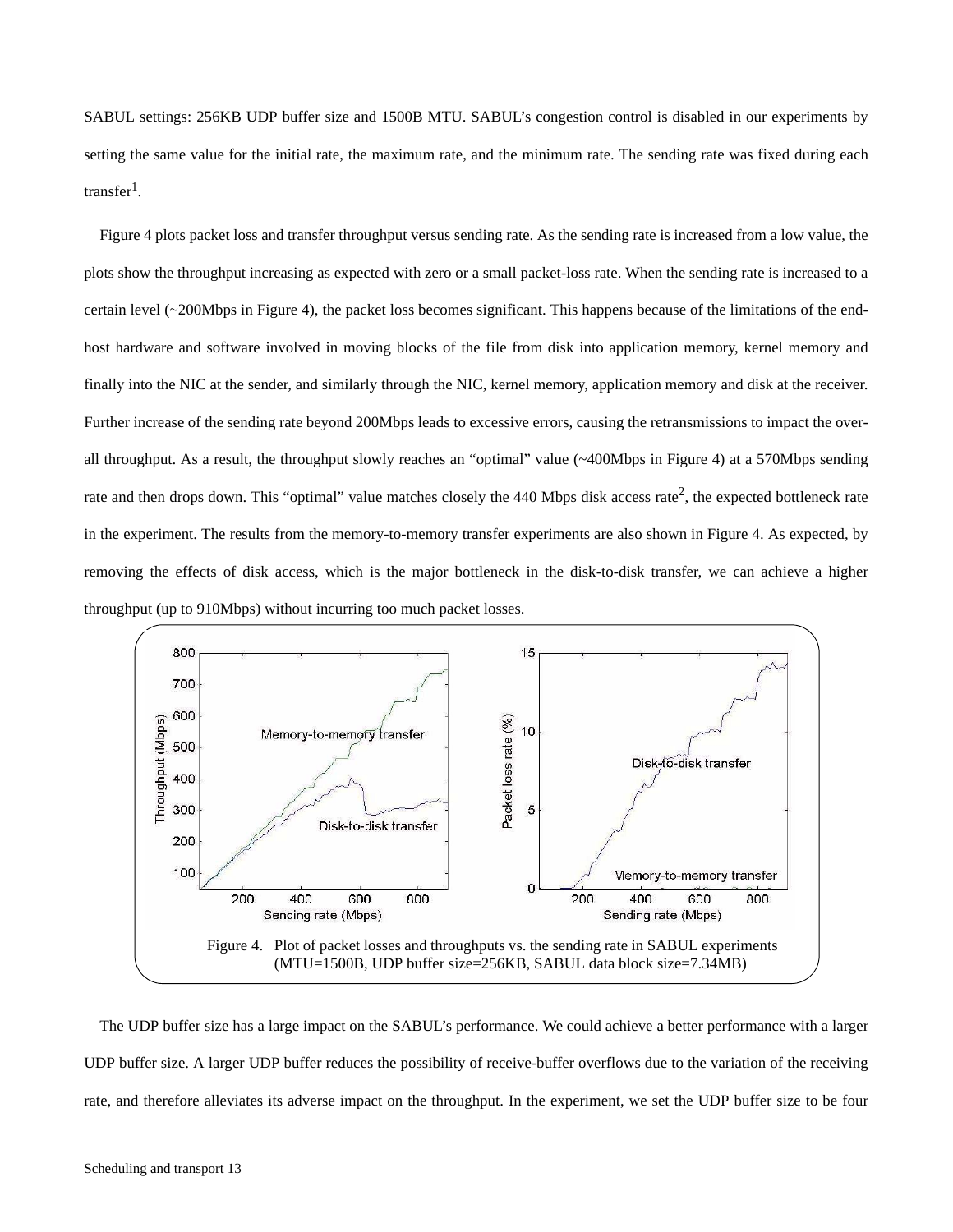SABUL settings: 256KB UDP buffer size and 1500B MTU. SABUL's congestion control is disabled in our experiments by setting the same value for the initial rate, the maximum rate, and the minimum rate. The sending rate was fixed during each transfer[1].

Figure 4 plots packet loss and transfer throughput versus sending rate. As the sending rate is increased from a low value, the plots show the throughput increasing as expected with zero or a small packet-loss rate. When the sending rate is increased to a certain level (~200Mbps in Figure 4), the packet loss becomes significant. This happens because of the limitations of the end-host hardware and software involved in moving blocks of the file from disk into application memory, kernel memory and finally into the NIC at the sender, and similarly through the NIC, kernel memory, application memory and disk at the receiver. Further increase of the sending rate beyond 200Mbps leads to excessive errors, causing the retransmissions to impact the overall throughput. As a result, the throughput slowly reaches an "optimal" value (~400Mbps in Figure 4) at a 570Mbps sending rate and then drops down. This "optimal" value matches closely the 440 Mbps disk access rate[2], the expected bottleneck rate in the experiment. The results from the memory-to-memory transfer experiments are also shown in Figure 4. As expected, by removing the effects of disk access, which is the major bottleneck in the disk-to-disk transfer, we can achieve a higher throughput (up to 910Mbps) without incurring too much packet losses.

Figure 4. Plot of packet losses and throughputs vs. the sending rate in SABUL experiments (MTU=1500B, UDP buffer size=256KB, SABUL data block size=7.34MB)

The UDP buffer size has a large impact on the SABUL's performance. We could achieve a better performance with a larger UDP buffer size. A larger UDP buffer reduces the possibility of receive-buffer overflows due to the variation of the receiving rate, and therefore alleviates its adverse impact on the throughput. In the experiment, we set the UDP buffer size to be four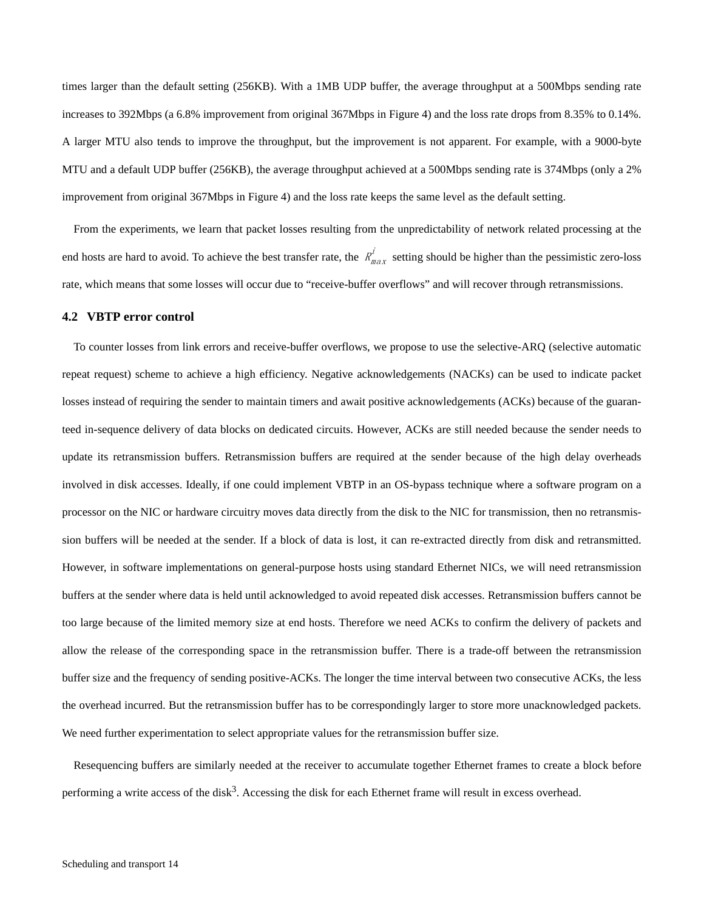times larger than the default setting (256KB). With a 1MB UDP buffer, the average throughput at a 500Mbps sending rate increases to 392Mbps (a 6.8% improvement from original 367Mbps in Figure 4) and the loss rate drops from 8.35% to 0.14%. A larger MTU also tends to improve the throughput, but the improvement is not apparent. For example, with a 9000-byte MTU and a default UDP buffer (256KB), the average throughput achieved at a 500Mbps sending rate is 374Mbps (only a 2% improvement from original 367Mbps in Figure 4) and the loss rate keeps the same level as the default setting.

From the experiments, we learn that packet losses resulting from the unpredictability of network related processing at the end hosts are hard to avoid. To achieve the best transfer rate, the $R^i_{max}$ setting should be higher than the pessimistic zero-loss rate, which means that some losses will occur due to "receive-buffer overflows" and will recover through retransmissions.

### 4.2 VBTP error control

To counter losses from link errors and receive-buffer overflows, we propose to use the selective-ARQ (selective automatic repeat request) scheme to achieve a high efficiency. Negative acknowledgements (NACKs) can be used to indicate packet losses instead of requiring the sender to maintain timers and await positive acknowledgements (ACKs) because of the guaranteed in-sequence delivery of data blocks on dedicated circuits. However, ACKs are still needed because the sender needs to update its retransmission buffers. Retransmission buffers are required at the sender because of the high delay overheads involved in disk accesses. Ideally, if one could implement VBTP in an OS-bypass technique where a software program on a processor on the NIC or hardware circuitry moves data directly from the disk to the NIC for transmission, then no retransmission buffers will be needed at the sender. If a block of data is lost, it can re-extracted directly from disk and retransmitted. However, in software implementations on general-purpose hosts using standard Ethernet NICs, we will need retransmission buffers at the sender where data is held until acknowledged to avoid repeated disk accesses. Retransmission buffers cannot be too large because of the limited memory size at end hosts. Therefore we need ACKs to confirm the delivery of packets and allow the release of the corresponding space in the retransmission buffer. There is a trade-off between the retransmission buffer size and the frequency of sending positive-ACKs. The longer the time interval between two consecutive ACKs, the less the overhead incurred. But the retransmission buffer has to be correspondingly larger to store more unacknowledged packets. We need further experimentation to select appropriate values for the retransmission buffer size.

Resequencing buffers are similarly needed at the receiver to accumulate together Ethernet frames to create a block before performing a write access of the disk[3]. Accessing the disk for each Ethernet frame will result in excess overhead.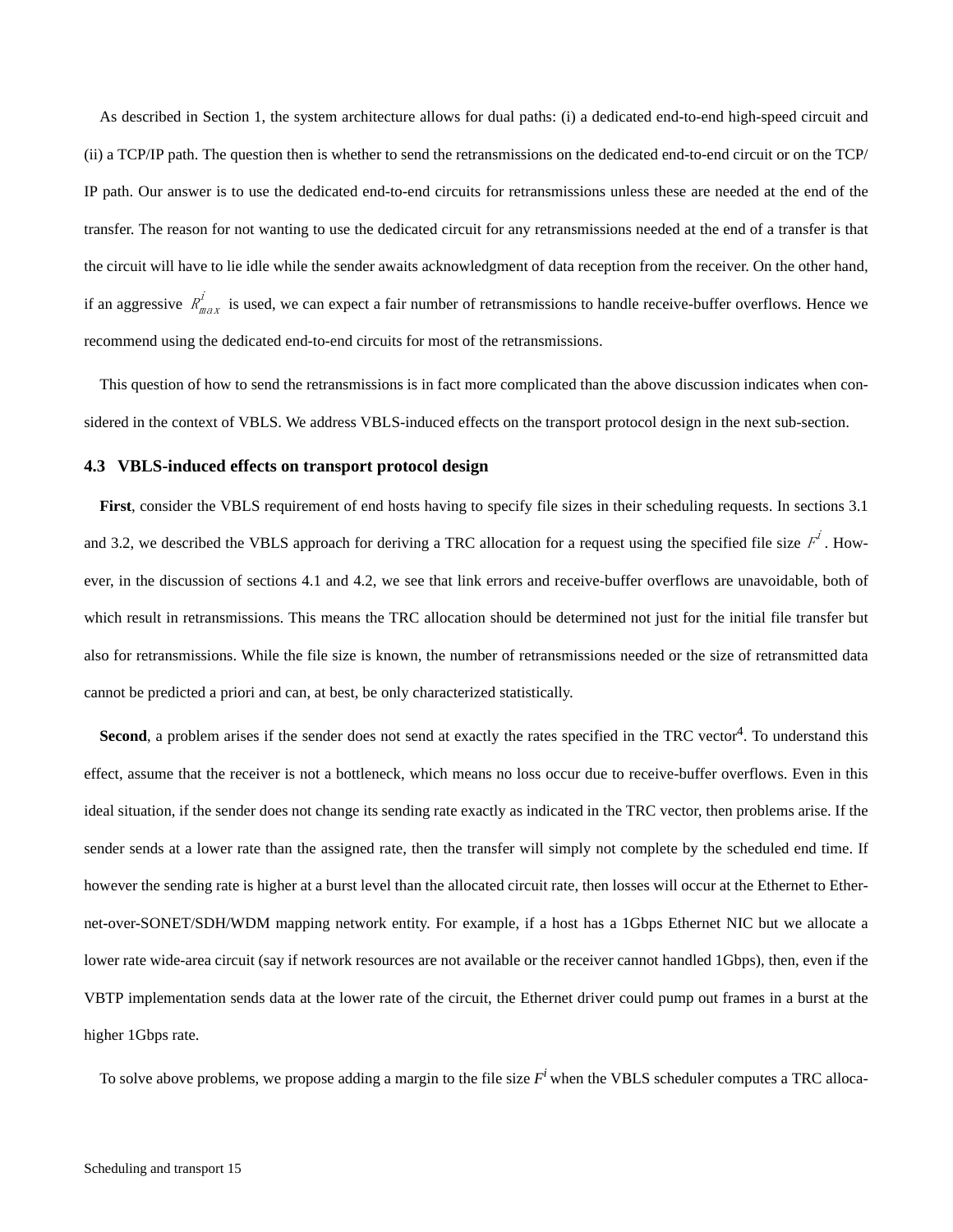As described in Section 1, the system architecture allows for dual paths: (i) a dedicated end-to-end high-speed circuit and (ii) a TCP/IP path. The question then is whether to send the retransmissions on the dedicated end-to-end circuit or on the TCP/IP path. Our answer is to use the dedicated end-to-end circuits for retransmissions unless these are needed at the end of the transfer. The reason for not wanting to use the dedicated circuit for any retransmissions needed at the end of a transfer is that the circuit will have to lie idle while the sender awaits acknowledgment of data reception from the receiver. On the other hand, if an aggressive $R^i_{max}$ is used, we can expect a fair number of retransmissions to handle receive-buffer overflows. Hence we recommend using the dedicated end-to-end circuits for most of the retransmissions.

This question of how to send the retransmissions is in fact more complicated than the above discussion indicates when considered in the context of VBLS. We address VBLS-induced effects on the transport protocol design in the next sub-section.

### 4.3 VBLS-induced effects on transport protocol design

**First**, consider the VBLS requirement of end hosts having to specify file sizes in their scheduling requests. In sections 3.1 and 3.2, we described the VBLS approach for deriving a TRC allocation for a request using the specified file size $F^i$. However, in the discussion of sections 4.1 and 4.2, we see that link errors and receive-buffer overflows are unavoidable, both of which result in retransmissions. This means the TRC allocation should be determined not just for the initial file transfer but also for retransmissions. While the file size is known, the number of retransmissions needed or the size of retransmitted data cannot be predicted a priori and can, at best, be only characterized statistically.

**Second**, a problem arises if the sender does not send at exactly the rates specified in the TRC vector[4]. To understand this effect, assume that the receiver is not a bottleneck, which means no loss occur due to receive-buffer overflows. Even in this ideal situation, if the sender does not change its sending rate exactly as indicated in the TRC vector, then problems arise. If the sender sends at a lower rate than the assigned rate, then the transfer will simply not complete by the scheduled end time. If however the sending rate is higher at a burst level than the allocated circuit rate, then losses will occur at the Ethernet to Ethernet-over-SONET/SDH/WDM mapping network entity. For example, if a host has a 1Gbps Ethernet NIC but we allocate a lower rate wide-area circuit (say if network resources are not available or the receiver cannot handled 1Gbps), then, even if the VBTP implementation sends data at the lower rate of the circuit, the Ethernet driver could pump out frames in a burst at the higher 1Gbps rate.

To solve above problems, we propose adding a margin to the file size $F^i$ when the VBLS scheduler computes a TRC alloca-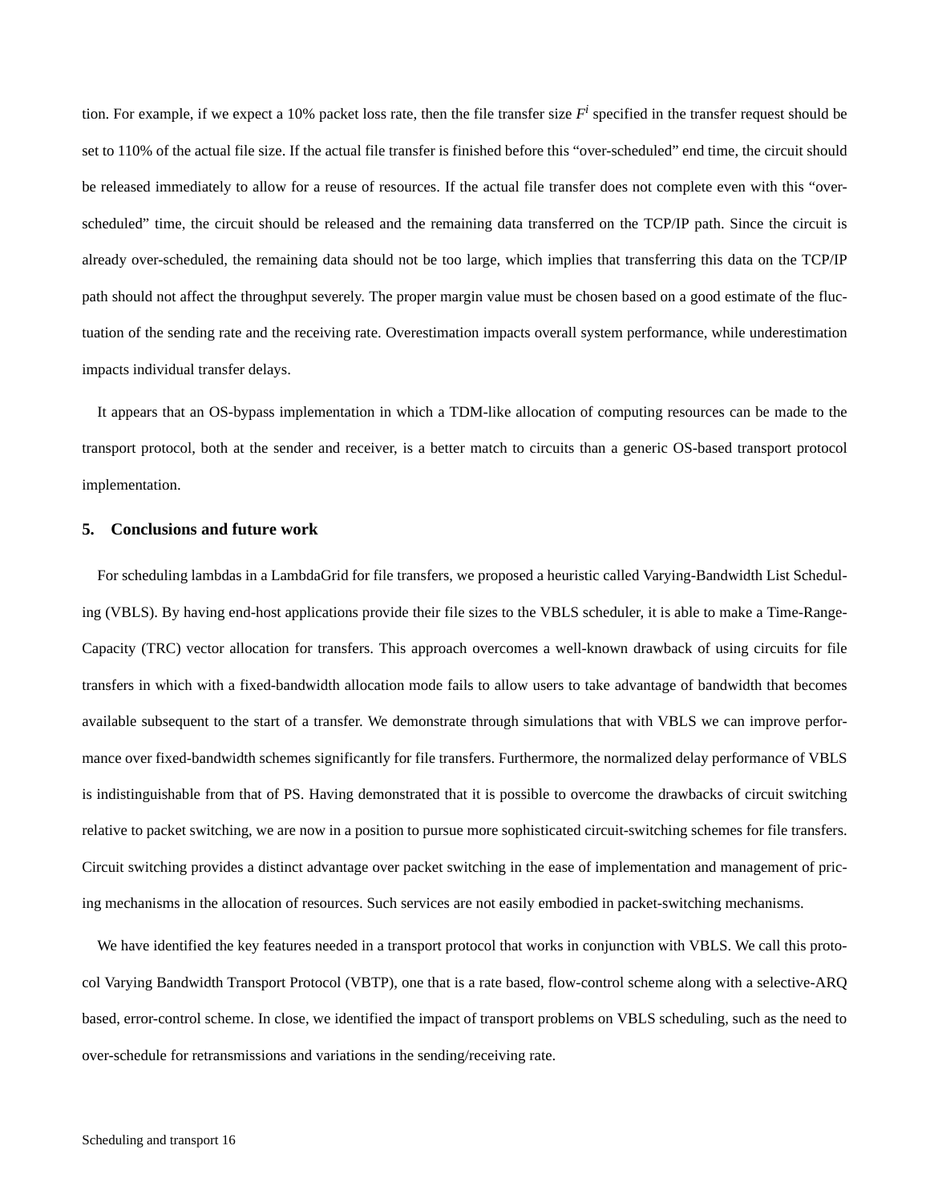tion. For example, if we expect a 10% packet loss rate, then the file transfer size $F^i$ specified in the transfer request should be set to 110% of the actual file size. If the actual file transfer is finished before this "over-scheduled" end time, the circuit should be released immediately to allow for a reuse of resources. If the actual file transfer does not complete even with this "over-scheduled" time, the circuit should be released and the remaining data transferred on the TCP/IP path. Since the circuit is already over-scheduled, the remaining data should not be too large, which implies that transferring this data on the TCP/IP path should not affect the throughput severely. The proper margin value must be chosen based on a good estimate of the fluctuation of the sending rate and the receiving rate. Overestimation impacts overall system performance, while underestimation impacts individual transfer delays.

It appears that an OS-bypass implementation in which a TDM-like allocation of computing resources can be made to the transport protocol, both at the sender and receiver, is a better match to circuits than a generic OS-based transport protocol implementation.

## 5. Conclusions and future work

For scheduling lambdas in a LambdaGrid for file transfers, we proposed a heuristic called Varying-Bandwidth List Scheduling (VBLS). By having end-host applications provide their file sizes to the VBLS scheduler, it is able to make a Time-Range-Capacity (TRC) vector allocation for transfers. This approach overcomes a well-known drawback of using circuits for file transfers in which with a fixed-bandwidth allocation mode fails to allow users to take advantage of bandwidth that becomes available subsequent to the start of a transfer. We demonstrate through simulations that with VBLS we can improve performance over fixed-bandwidth schemes significantly for file transfers. Furthermore, the normalized delay performance of VBLS is indistinguishable from that of PS. Having demonstrated that it is possible to overcome the drawbacks of circuit switching relative to packet switching, we are now in a position to pursue more sophisticated circuit-switching schemes for file transfers. Circuit switching provides a distinct advantage over packet switching in the ease of implementation and management of pricing mechanisms in the allocation of resources. Such services are not easily embodied in packet-switching mechanisms.

We have identified the key features needed in a transport protocol that works in conjunction with VBLS. We call this protocol Varying Bandwidth Transport Protocol (VBTP), one that is a rate based, flow-control scheme along with a selective-ARQ based, error-control scheme. In close, we identified the impact of transport problems on VBLS scheduling, such as the need to over-schedule for retransmissions and variations in the sending/receiving rate.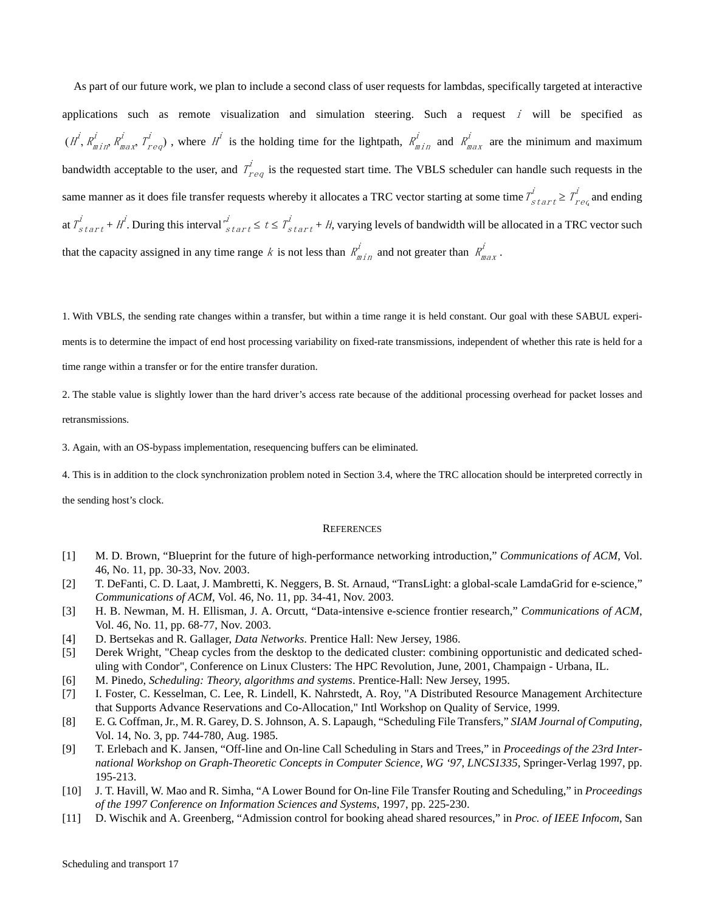As part of our future work, we plan to include a second class of user requests for lambdas, specifically targeted at interactive applications such as remote visualization and simulation steering. Such a request $i$ will be specified as $(H^i, R^i_{min}, R^i_{max}, T^i_{req})$, where $H^i$ is the holding time for the lightpath, $R^i_{min}$ and $R^i_{max}$ are the minimum and maximum bandwidth acceptable to the user, and $T^i_{req}$ is the requested start time. The VBLS scheduler can handle such requests in the same manner as it does file transfer requests whereby it allocates a TRC vector starting at some time $T^i_{start} \geq T^i_{req}$ and ending at $T^i_{start} + H^i$. During this interval $T^i_{start} \leq t \leq T^i_{start} + H$, varying levels of bandwidth will be allocated in a TRC vector such that the capacity assigned in any time range $k$ is not less than $R^i_{min}$ and not greater than $R^i_{max}$.

1. With VBLS, the sending rate changes within a transfer, but within a time range it is held constant. Our goal with these SABUL experiments is to determine the impact of end host processing variability on fixed-rate transmissions, independent of whether this rate is held for a time range within a transfer or for the entire transfer duration.

2. The stable value is slightly lower than the hard driver's access rate because of the additional processing overhead for packet losses and retransmissions.

3. Again, with an OS-bypass implementation, resequencing buffers can be eliminated.

4. This is in addition to the clock synchronization problem noted in Section 3.4, where the TRC allocation should be interpreted correctly in the sending host's clock.

## REFERENCES

[1] M. D. Brown, "Blueprint for the future of high-performance networking introduction," *Communications of ACM*, Vol. 46, No. 11, pp. 30-33, Nov. 2003.

[2] T. DeFanti, C. D. Laat, J. Mambretti, K. Neggers, B. St. Arnaud, "TransLight: a global-scale LamdaGrid for e-science," *Communications of ACM*, Vol. 46, No. 11, pp. 34-41, Nov. 2003.

[3] H. B. Newman, M. H. Ellisman, J. A. Orcutt, "Data-intensive e-science frontier research," *Communications of ACM*, Vol. 46, No. 11, pp. 68-77, Nov. 2003.

[4] D. Bertsekas and R. Gallager, *Data Networks*. Prentice Hall: New Jersey, 1986.

[5] Derek Wright, "Cheap cycles from the desktop to the dedicated cluster: combining opportunistic and dedicated scheduling with Condor", Conference on Linux Clusters: The HPC Revolution, June, 2001, Champaign - Urbana, IL.

[6] M. Pinedo, *Scheduling: Theory, algorithms and systems*. Prentice-Hall: New Jersey, 1995.

[7] I. Foster, C. Kesselman, C. Lee, R. Lindell, K. Nahrstedt, A. Roy, "A Distributed Resource Management Architecture that Supports Advance Reservations and Co-Allocation," Intl Workshop on Quality of Service, 1999.

[8] E. G. Coffman, Jr., M. R. Garey, D. S. Johnson, A. S. Lapaugh, "Scheduling File Transfers," *SIAM Journal of Computing*, Vol. 14, No. 3, pp. 744-780, Aug. 1985.

[9] T. Erlebach and K. Jansen, "Off-line and On-line Call Scheduling in Stars and Trees," in *Proceedings of the 23rd International Workshop on Graph-Theoretic Concepts in Computer Science, WG '97, LNCS1335*, Springer-Verlag 1997, pp. 195-213.

[10] J. T. Havill, W. Mao and R. Simha, "A Lower Bound for On-line File Transfer Routing and Scheduling," in *Proceedings of the 1997 Conference on Information Sciences and Systems*, 1997, pp. 225-230.

[11] D. Wischik and A. Greenberg, "Admission control for booking ahead shared resources," in *Proc. of IEEE Infocom*, San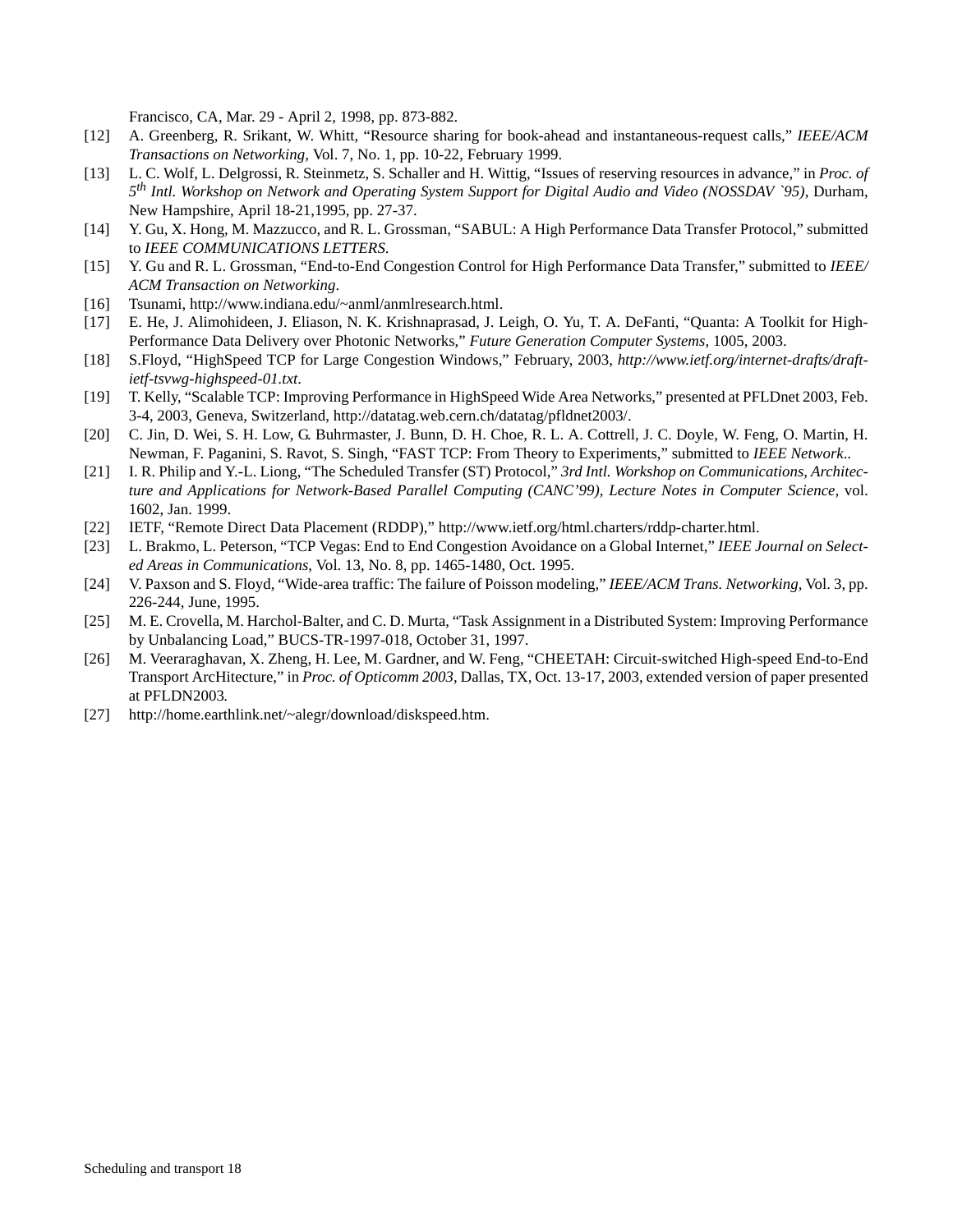Francisco, CA, Mar. 29 - April 2, 1998, pp. 873-882.

[12] A. Greenberg, R. Srikant, W. Whitt, “Resource sharing for book-ahead and instantaneous-request calls,” *IEEE/ACM Transactions on Networking*, Vol. 7, No. 1, pp. 10-22, February 1999.

[13] L. C. Wolf, L. Delgrossi, R. Steinmetz, S. Schaller and H. Wittig, “Issues of reserving resources in advance,” in *Proc. of 5th Intl. Workshop on Network and Operating System Support for Digital Audio and Video (NOSSDAV `95)*, Durham, New Hampshire, April 18-21,1995, pp. 27-37.

[14] Y. Gu, X. Hong, M. Mazzucco, and R. L. Grossman, “SABUL: A High Performance Data Transfer Protocol,” submitted to *IEEE COMMUNICATIONS LETTERS*.

[15] Y. Gu and R. L. Grossman, “End-to-End Congestion Control for High Performance Data Transfer,” submitted to *IEEE/ACM Transaction on Networking*.

[16] Tsunami, http://www.indiana.edu/~anml/anmlresearch.html.

[17] E. He, J. Alimohideen, J. Eliason, N. K. Krishnaprasad, J. Leigh, O. Yu, T. A. DeFanti, “Quanta: A Toolkit for High-Performance Data Delivery over Photonic Networks,” *Future Generation Computer Systems*, 1005, 2003.

[18] S.Floyd, “HighSpeed TCP for Large Congestion Windows,” February, 2003, *http://www.ietf.org/internet-drafts/draft-ietf-tsvwg-highspeed-01.txt*.

[19] T. Kelly, “Scalable TCP: Improving Performance in HighSpeed Wide Area Networks,” presented at PFLDnet 2003, Feb. 3-4, 2003, Geneva, Switzerland, http://datatag.web.cern.ch/datatag/pfldnet2003/.

[20] C. Jin, D. Wei, S. H. Low, G. Buhrmaster, J. Bunn, D. H. Choe, R. L. A. Cottrell, J. C. Doyle, W. Feng, O. Martin, H. Newman, F. Paganini, S. Ravot, S. Singh, “FAST TCP: From Theory to Experiments,” submitted to *IEEE Network*..

[21] I. R. Philip and Y.-L. Liong, “The Scheduled Transfer (ST) Protocol,” *3rd Intl. Workshop on Communications, Architecture and Applications for Network-Based Parallel Computing (CANC’99), Lecture Notes in Computer Science*, vol. 1602, Jan. 1999.

[22] IETF, “Remote Direct Data Placement (RDDP),” http://www.ietf.org/html.charters/rddp-charter.html.

[23] L. Brakmo, L. Peterson, “TCP Vegas: End to End Congestion Avoidance on a Global Internet,” *IEEE Journal on Selected Areas in Communications*, Vol. 13, No. 8, pp. 1465-1480, Oct. 1995.

[24] V. Paxson and S. Floyd, “Wide-area traffic: The failure of Poisson modeling,” *IEEE/ACM Trans. Networking*, Vol. 3, pp. 226-244, June, 1995.

[25] M. E. Crovella, M. Harchol-Balter, and C. D. Murta, “Task Assignment in a Distributed System: Improving Performance by Unbalancing Load,” BUCS-TR-1997-018, October 31, 1997.

[26] M. Veeraraghavan, X. Zheng, H. Lee, M. Gardner, and W. Feng, “CHEETAH: Circuit-switched High-speed End-to-End Transport ArcHitecture,” in *Proc. of Opticomm 2003*, Dallas, TX, Oct. 13-17, 2003, extended version of paper presented at PFLDN2003.

[27] http://home.earthlink.net/~alegr/download/diskspeed.htm.